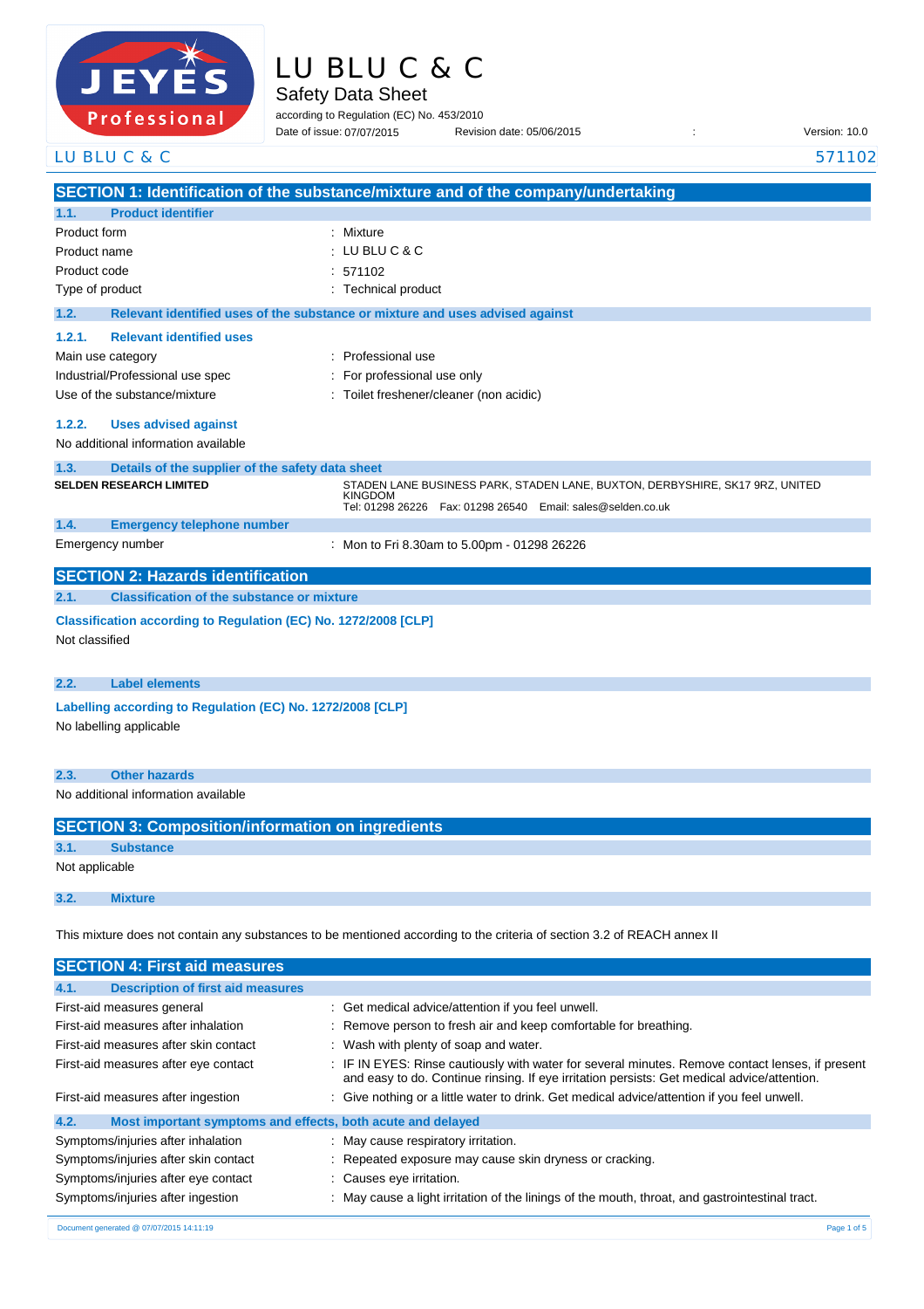# LU BLU C & C

## Safety Data Sheet

according to Regulation (EC) No. 453/2010

Date of issue: 07/07/2015 Revision date: 05/06/2015 : Version: 10.0

LU BLU C & C 571102

## SECTION 1: Identification of the substance/mixture and of the company/undertaking

### 1.1. Product identifier

| | |
|---|---|
| Product form | : Mixture |
| Product name | : LU BLU C & C |
| Product code | : 571102 |
| Type of product | : Technical product |

### 1.2. Relevant identified uses of the substance or mixture and uses advised against

#### 1.2.1. Relevant identified uses

| | |
|---|---|
| Main use category | : Professional use |
| Industrial/Professional use spec | : For professional use only |
| Use of the substance/mixture | : Toilet freshener/cleaner (non acidic) |

#### 1.2.2. Uses advised against

No additional information available

### 1.3. Details of the supplier of the safety data sheet

**SELDEN RESEARCH LIMITED**

STADEN LANE BUSINESS PARK, STADEN LANE, BUXTON, DERBYSHIRE, SK17 9RZ, UNITED KINGDOM
Tel: 01298 26226 Fax: 01298 26540 Email: sales@selden.co.uk

### 1.4. Emergency telephone number

| | |
|---|---|
| Emergency number | : Mon to Fri 8.30am to 5.00pm - 01298 26226 |

## SECTION 2: Hazards identification

### 2.1. Classification of the substance or mixture

**Classification according to Regulation (EC) No. 1272/2008 [CLP]**

Not classified

### 2.2. Label elements

**Labelling according to Regulation (EC) No. 1272/2008 [CLP]**

No labelling applicable

### 2.3. Other hazards

No additional information available

## SECTION 3: Composition/information on ingredients

### 3.1. Substance

Not applicable

### 3.2. Mixture

This mixture does not contain any substances to be mentioned according to the criteria of section 3.2 of REACH annex II

## SECTION 4: First aid measures

### 4.1. Description of first aid measures

| | |
|---|---|
| First-aid measures general | : Get medical advice/attention if you feel unwell. |
| First-aid measures after inhalation | : Remove person to fresh air and keep comfortable for breathing. |
| First-aid measures after skin contact | : Wash with plenty of soap and water. |
| First-aid measures after eye contact | : IF IN EYES: Rinse cautiously with water for several minutes. Remove contact lenses, if present and easy to do. Continue rinsing. If eye irritation persists: Get medical advice/attention. |
| First-aid measures after ingestion | : Give nothing or a little water to drink. Get medical advice/attention if you feel unwell. |

### 4.2. Most important symptoms and effects, both acute and delayed

| | |
|---|---|
| Symptoms/injuries after inhalation | : May cause respiratory irritation. |
| Symptoms/injuries after skin contact | : Repeated exposure may cause skin dryness or cracking. |
| Symptoms/injuries after eye contact | : Causes eye irritation. |
| Symptoms/injuries after ingestion | : May cause a light irritation of the linings of the mouth, throat, and gastrointestinal tract. |

Document generated @ 07/07/2015 14:11:19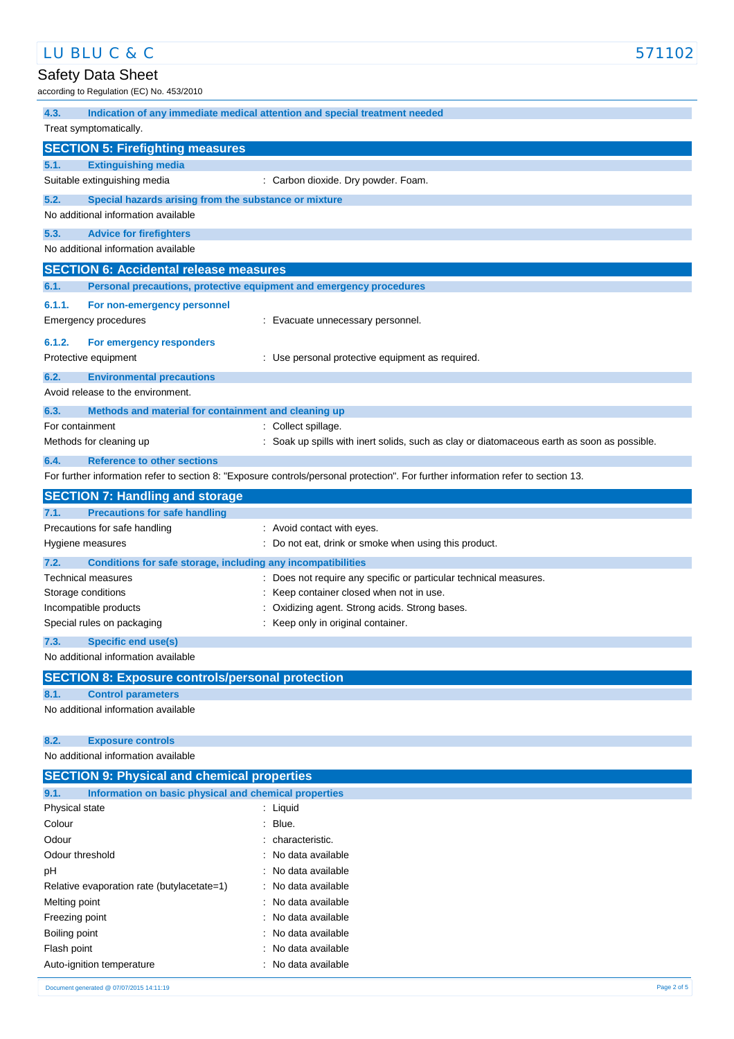#### 4.3. Indication of any immediate medical attention and special treatment needed

Treat symptomatically.

## SECTION 5: Firefighting measures

#### 5.1. Extinguishing media

Suitable extinguishing media : Carbon dioxide. Dry powder. Foam.

#### 5.2. Special hazards arising from the substance or mixture

No additional information available

#### 5.3. Advice for firefighters

No additional information available

## SECTION 6: Accidental release measures

#### 6.1. Personal precautions, protective equipment and emergency procedures

##### 6.1.1. For non-emergency personnel

Emergency procedures : Evacuate unnecessary personnel.

##### 6.1.2. For emergency responders

Protective equipment : Use personal protective equipment as required.

#### 6.2. Environmental precautions

Avoid release to the environment.

#### 6.3. Methods and material for containment and cleaning up

For containment : Collect spillage.

Methods for cleaning up : Soak up spills with inert solids, such as clay or diatomaceous earth as soon as possible.

#### 6.4. Reference to other sections

For further information refer to section 8: "Exposure controls/personal protection". For further information refer to section 13.

## SECTION 7: Handling and storage

#### 7.1. Precautions for safe handling

Precautions for safe handling : Avoid contact with eyes.

Hygiene measures : Do not eat, drink or smoke when using this product.

#### 7.2. Conditions for safe storage, including any incompatibilities

Technical measures : Does not require any specific or particular technical measures.

Storage conditions : Keep container closed when not in use.

Incompatible products : Oxidizing agent. Strong acids. Strong bases.

Special rules on packaging : Keep only in original container.

#### 7.3. Specific end use(s)

No additional information available

## SECTION 8: Exposure controls/personal protection

#### 8.1. Control parameters

No additional information available

#### 8.2. Exposure controls

No additional information available

## SECTION 9: Physical and chemical properties

#### 9.1. Information on basic physical and chemical properties

Physical state : Liquid

Colour : Blue.

Odour : characteristic.

Odour threshold : No data available

pH : No data available

Relative evaporation rate (butylacetate=1) : No data available

Melting point : No data available

Freezing point : No data available

Boiling point : No data available

Flash point : No data available

Auto-ignition temperature : No data available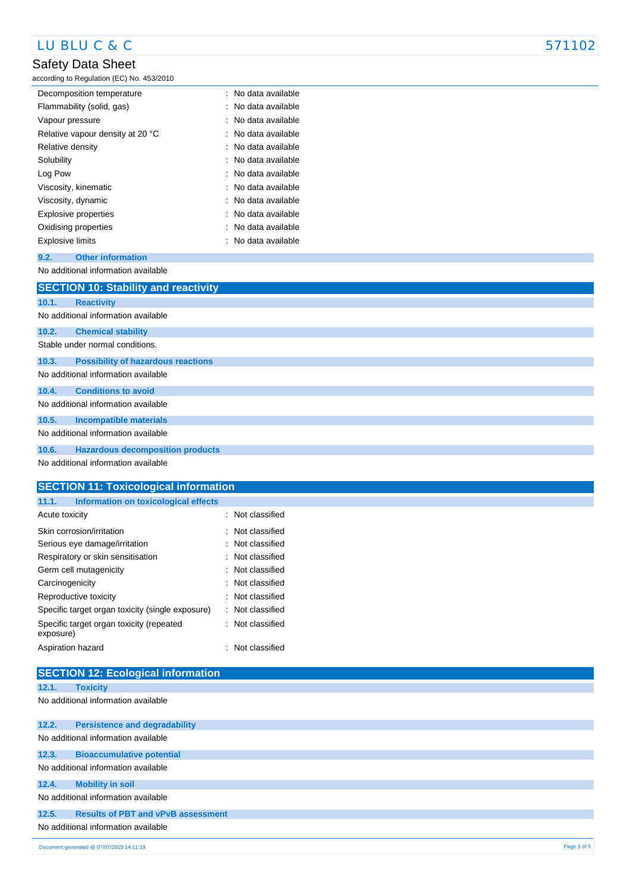| | |
|---|---|
| Decomposition temperature | : No data available |
| Flammability (solid, gas) | : No data available |
| Vapour pressure | : No data available |
| Relative vapour density at 20 °C | : No data available |
| Relative density | : No data available |
| Solubility | : No data available |
| Log Pow | : No data available |
| Viscosity, kinematic | : No data available |
| Viscosity, dynamic | : No data available |
| Explosive properties | : No data available |
| Oxidising properties | : No data available |
| Explosive limits | : No data available |

### 9.2. Other information

No additional information available

## SECTION 10: Stability and reactivity

### 10.1. Reactivity

No additional information available

### 10.2. Chemical stability

Stable under normal conditions.

### 10.3. Possibility of hazardous reactions

No additional information available

### 10.4. Conditions to avoid

No additional information available

### 10.5. Incompatible materials

No additional information available

### 10.6. Hazardous decomposition products

No additional information available

## SECTION 11: Toxicological information

### 11.1. Information on toxicological effects

| | |
|---|---|
| Acute toxicity | : Not classified |
| Skin corrosion/irritation | : Not classified |
| Serious eye damage/irritation | : Not classified |
| Respiratory or skin sensitisation | : Not classified |
| Germ cell mutagenicity | : Not classified |
| Carcinogenicity | : Not classified |
| Reproductive toxicity | : Not classified |
| Specific target organ toxicity (single exposure) | : Not classified |
| Specific target organ toxicity (repeated exposure) | : Not classified |
| Aspiration hazard | : Not classified |

## SECTION 12: Ecological information

### 12.1. Toxicity

No additional information available

### 12.2. Persistence and degradability

No additional information available

### 12.3. Bioaccumulative potential

No additional information available

### 12.4. Mobility in soil

No additional information available

### 12.5. Results of PBT and vPvB assessment

No additional information available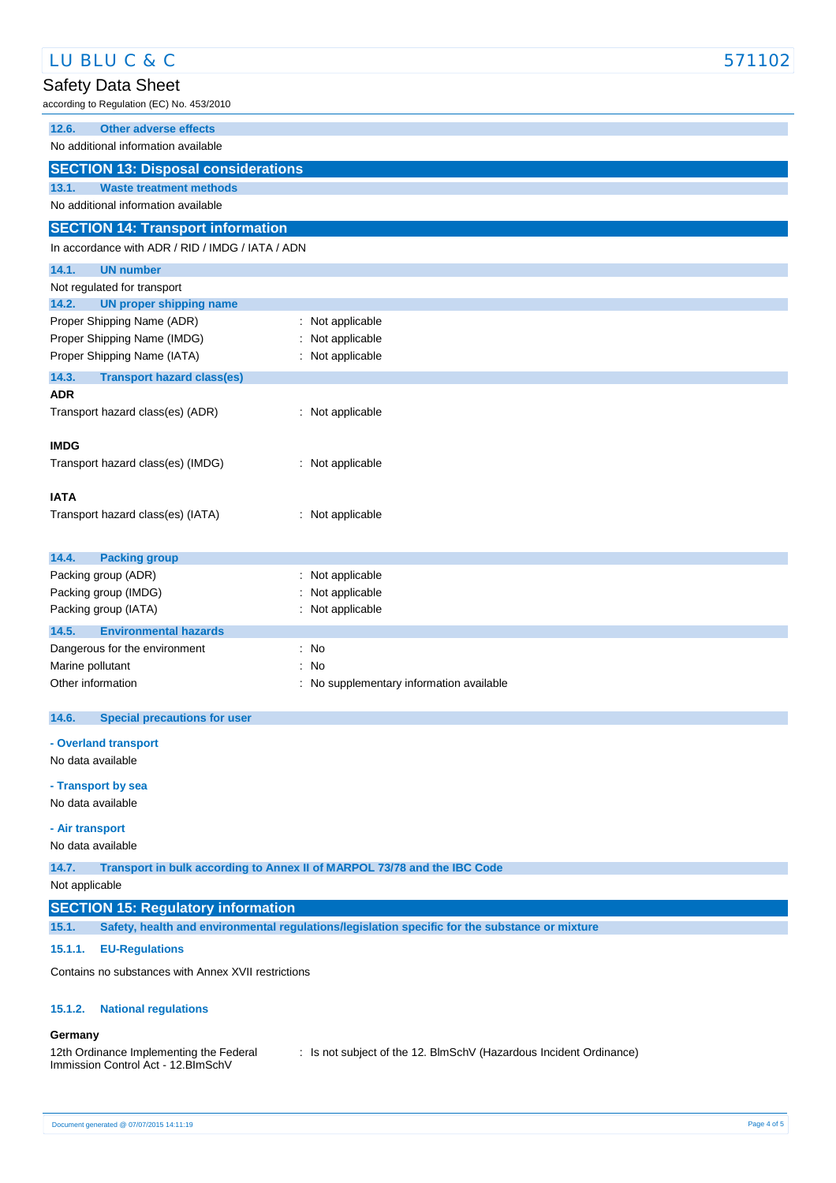### 12.6. Other adverse effects

No additional information available

## SECTION 13: Disposal considerations

### 13.1. Waste treatment methods

No additional information available

## SECTION 14: Transport information

In accordance with ADR / RID / IMDG / IATA / ADN

### 14.1. UN number

Not regulated for transport

### 14.2. UN proper shipping name

| | |
|---|---|
| Proper Shipping Name (ADR) | : Not applicable |
| Proper Shipping Name (IMDG) | : Not applicable |
| Proper Shipping Name (IATA) | : Not applicable |

### 14.3. Transport hazard class(es)

**ADR**

| | |
|---|---|
| Transport hazard class(es) (ADR) | : Not applicable |

**IMDG**

| | |
|---|---|
| Transport hazard class(es) (IMDG) | : Not applicable |

**IATA**

| | |
|---|---|
| Transport hazard class(es) (IATA) | : Not applicable |

### 14.4. Packing group

| | |
|---|---|
| Packing group (ADR) | : Not applicable |
| Packing group (IMDG) | : Not applicable |
| Packing group (IATA) | : Not applicable |

### 14.5. Environmental hazards

| | |
|---|---|
| Dangerous for the environment | : No |
| Marine pollutant | : No |
| Other information | : No supplementary information available |

### 14.6. Special precautions for user

**- Overland transport**

No data available

**- Transport by sea**

No data available

**- Air transport**

No data available

### 14.7. Transport in bulk according to Annex II of MARPOL 73/78 and the IBC Code

Not applicable

## SECTION 15: Regulatory information

### 15.1. Safety, health and environmental regulations/legislation specific for the substance or mixture

#### 15.1.1. EU-Regulations

Contains no substances with Annex XVII restrictions

#### 15.1.2. National regulations

**Germany**

| | |
|---|---|
| 12th Ordinance Implementing the Federal Immission Control Act - 12.BImSchV | : Is not subject of the 12. BlmSchV (Hazardous Incident Ordinance) |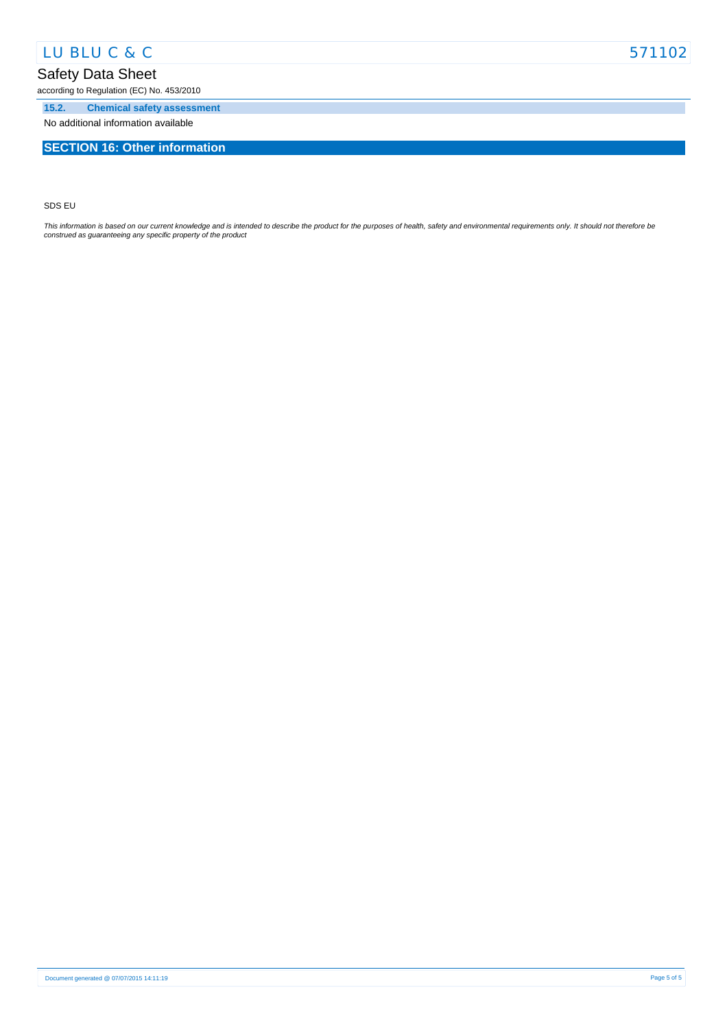### 15.2. Chemical safety assessment

No additional information available

## SECTION 16: Other information

SDS EU

*This information is based on our current knowledge and is intended to describe the product for the purposes of health, safety and environmental requirements only. It should not therefore be construed as guaranteeing any specific property of the product*